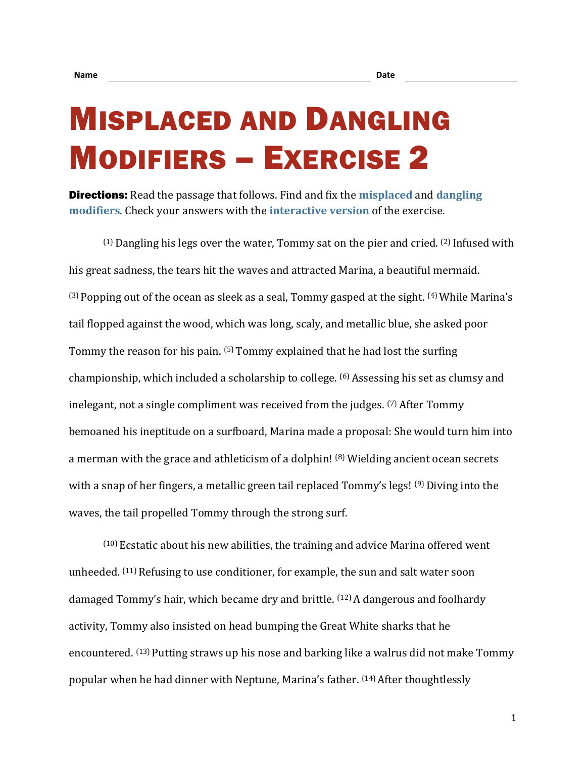Name ________________________________ Date ________________

# Misplaced and Dangling Modifiers – Exercise 2

**Directions:** Read the passage that follows. Find and fix the **misplaced** and **dangling modifiers**. Check your answers with the **interactive version** of the exercise.

(1) Dangling his legs over the water, Tommy sat on the pier and cried. (2) Infused with his great sadness, the tears hit the waves and attracted Marina, a beautiful mermaid. (3) Popping out of the ocean as sleek as a seal, Tommy gasped at the sight. (4) While Marina's tail flopped against the wood, which was long, scaly, and metallic blue, she asked poor Tommy the reason for his pain. (5) Tommy explained that he had lost the surfing championship, which included a scholarship to college. (6) Assessing his set as clumsy and inelegant, not a single compliment was received from the judges. (7) After Tommy bemoaned his ineptitude on a surfboard, Marina made a proposal: She would turn him into a merman with the grace and athleticism of a dolphin! (8) Wielding ancient ocean secrets with a snap of her fingers, a metallic green tail replaced Tommy's legs! (9) Diving into the waves, the tail propelled Tommy through the strong surf.

(10) Ecstatic about his new abilities, the training and advice Marina offered went unheeded. (11) Refusing to use conditioner, for example, the sun and salt water soon damaged Tommy's hair, which became dry and brittle. (12) A dangerous and foolhardy activity, Tommy also insisted on head bumping the Great White sharks that he encountered. (13) Putting straws up his nose and barking like a walrus did not make Tommy popular when he had dinner with Neptune, Marina's father. (14) After thoughtlessly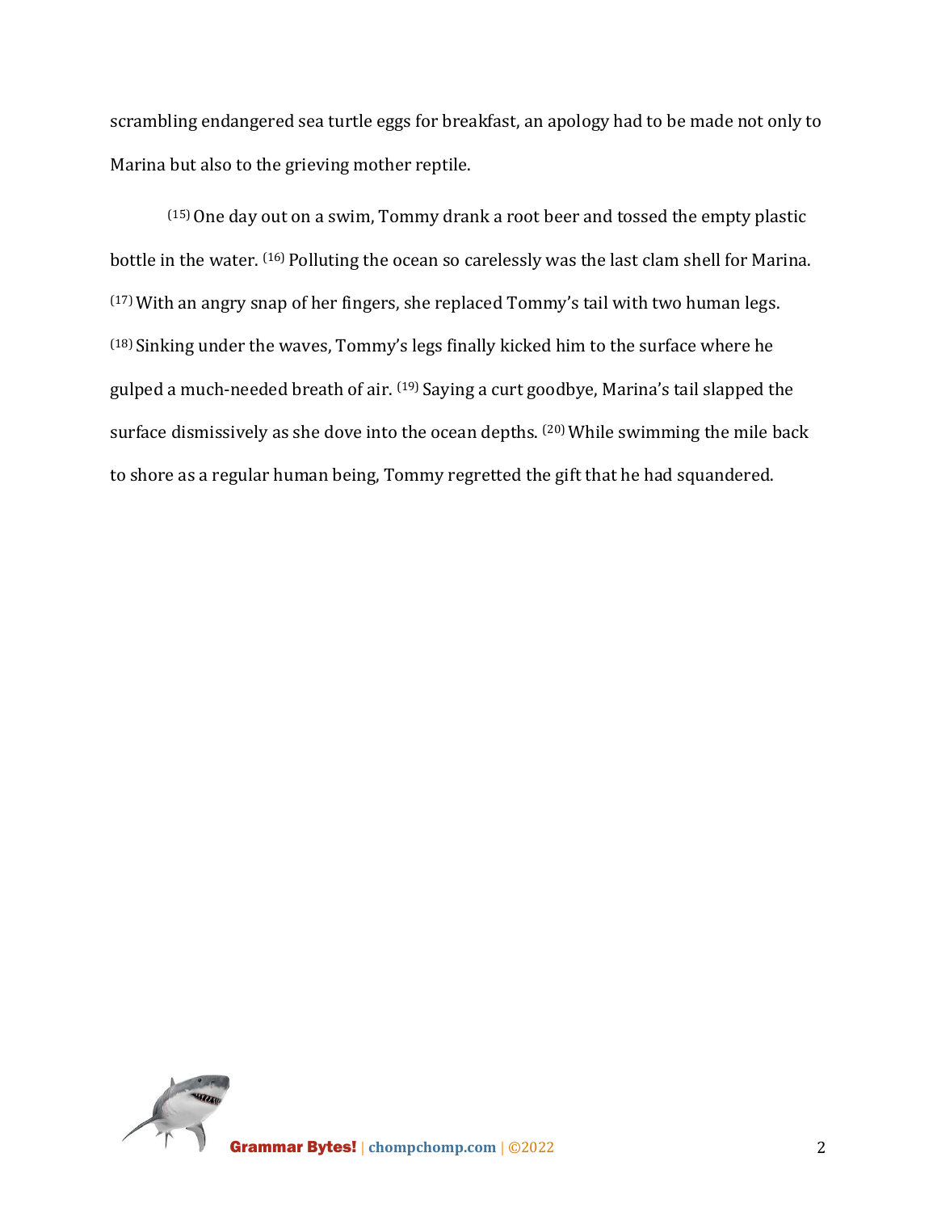scrambling endangered sea turtle eggs for breakfast, an apology had to be made not only to Marina but also to the grieving mother reptile.

(15) One day out on a swim, Tommy drank a root beer and tossed the empty plastic bottle in the water. (16) Polluting the ocean so carelessly was the last clam shell for Marina. (17) With an angry snap of her fingers, she replaced Tommy's tail with two human legs. (18) Sinking under the waves, Tommy's legs finally kicked him to the surface where he gulped a much-needed breath of air. (19) Saying a curt goodbye, Marina's tail slapped the surface dismissively as she dove into the ocean depths. (20) While swimming the mile back to shore as a regular human being, Tommy regretted the gift that he had squandered.